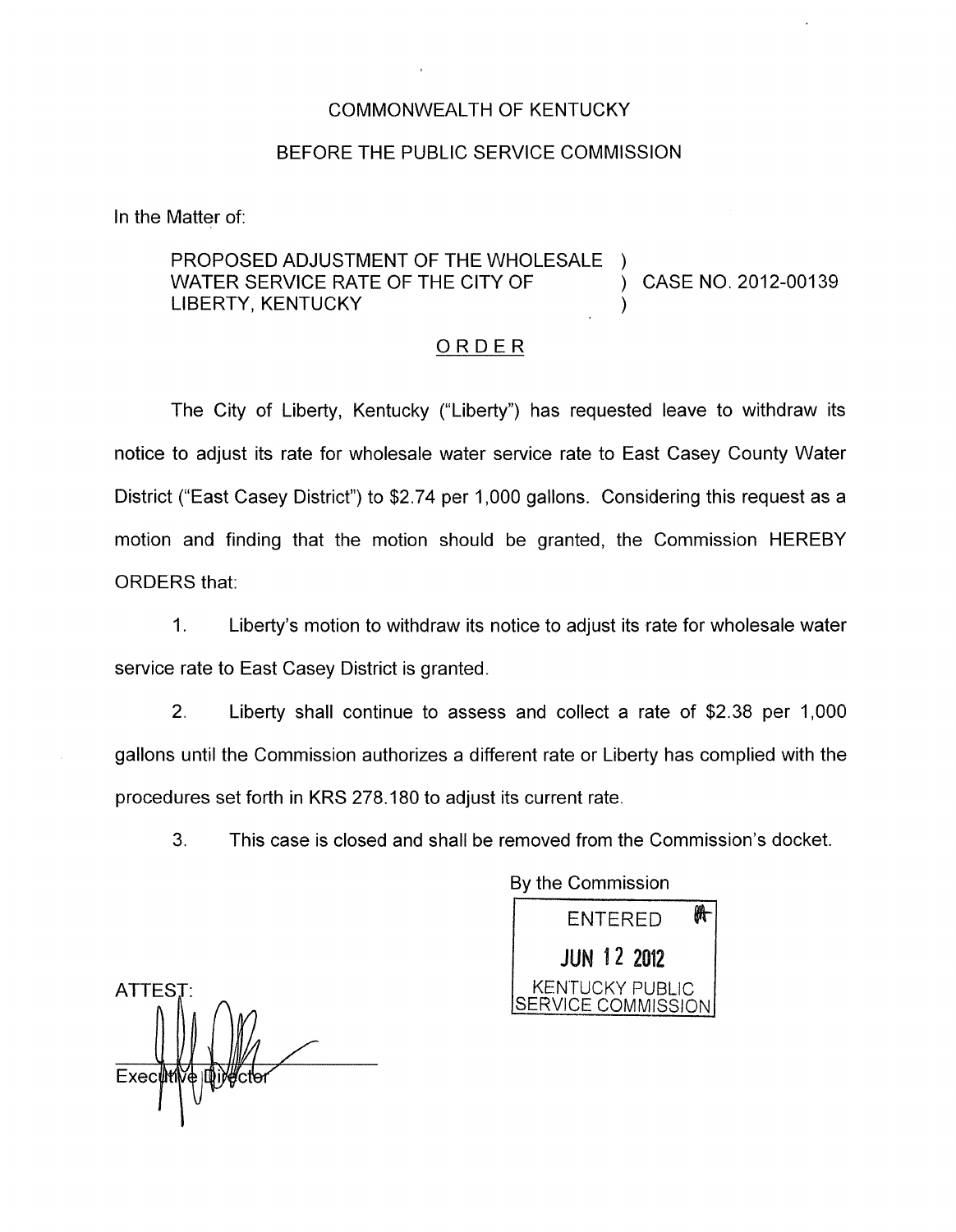COMMONWEALTH OF KENTUCKY

BEFORE THE PUBLIC SERVICE COMMISSION

In the Matter of:

PROPOSED ADJUSTMENT OF THE WHOLESALE WATER SERVICE RATE OF THE CITY OF LIBERTY, KENTUCKY ) CASE NO. 2012-00139

## ORDER

The City of Liberty, Kentucky ("Liberty") has requested leave to withdraw its notice to adjust its rate for wholesale water service rate to East Casey County Water District ("East Casey District") to $2.74 per 1,000 gallons. Considering this request as a motion and finding that the motion should be granted, the Commission HEREBY ORDERS that:

1. Liberty's motion to withdraw its notice to adjust its rate for wholesale water service rate to East Casey District is granted.

2. Liberty shall continue to assess and collect a rate of $2.38 per 1,000 gallons until the Commission authorizes a different rate or Liberty has complied with the procedures set forth in KRS 278.180 to adjust its current rate.

3. This case is closed and shall be removed from the Commission's docket.

By the Commission

ENTERED
JUN 12 2012
KENTUCKY PUBLIC SERVICE COMMISSION

ATTEST:

Executive Director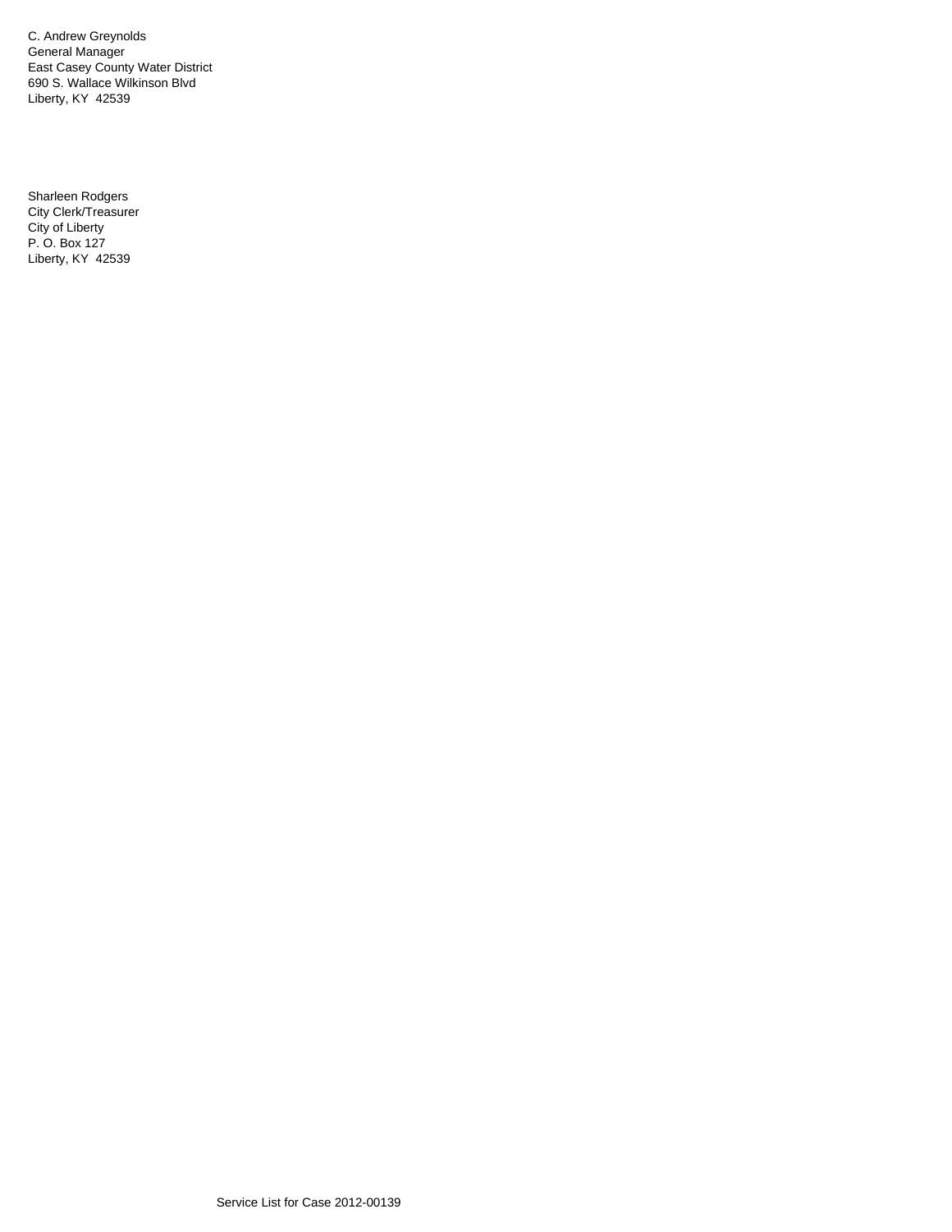C. Andrew Greynolds
General Manager
East Casey County Water District
690 S. Wallace Wilkinson Blvd
Liberty, KY 42539

Sharleen Rodgers
City Clerk/Treasurer
City of Liberty
P. O. Box 127
Liberty, KY 42539

Service List for Case 2012-00139